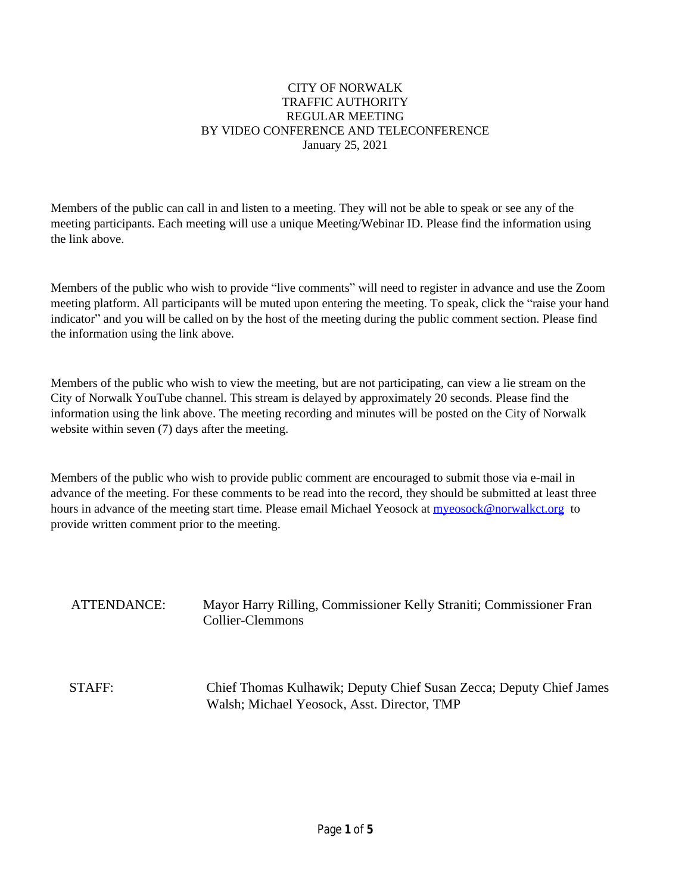CITY OF NORWALK
TRAFFIC AUTHORITY
REGULAR MEETING
BY VIDEO CONFERENCE AND TELECONFERENCE
January 25, 2021

Members of the public can call in and listen to a meeting. They will not be able to speak or see any of the meeting participants. Each meeting will use a unique Meeting/Webinar ID. Please find the information using the link above.

Members of the public who wish to provide "live comments" will need to register in advance and use the Zoom meeting platform. All participants will be muted upon entering the meeting. To speak, click the "raise your hand indicator" and you will be called on by the host of the meeting during the public comment section. Please find the information using the link above.

Members of the public who wish to view the meeting, but are not participating, can view a lie stream on the City of Norwalk YouTube channel. This stream is delayed by approximately 20 seconds. Please find the information using the link above. The meeting recording and minutes will be posted on the City of Norwalk website within seven (7) days after the meeting.

Members of the public who wish to provide public comment are encouraged to submit those via e-mail in advance of the meeting. For these comments to be read into the record, they should be submitted at least three hours in advance of the meeting start time. Please email Michael Yeosock at myeosock@norwalkct.org to provide written comment prior to the meeting.

ATTENDANCE: Mayor Harry Rilling, Commissioner Kelly Straniti; Commissioner Fran Collier-Clemmons

STAFF: Chief Thomas Kulhawik; Deputy Chief Susan Zecca; Deputy Chief James Walsh; Michael Yeosock, Asst. Director, TMP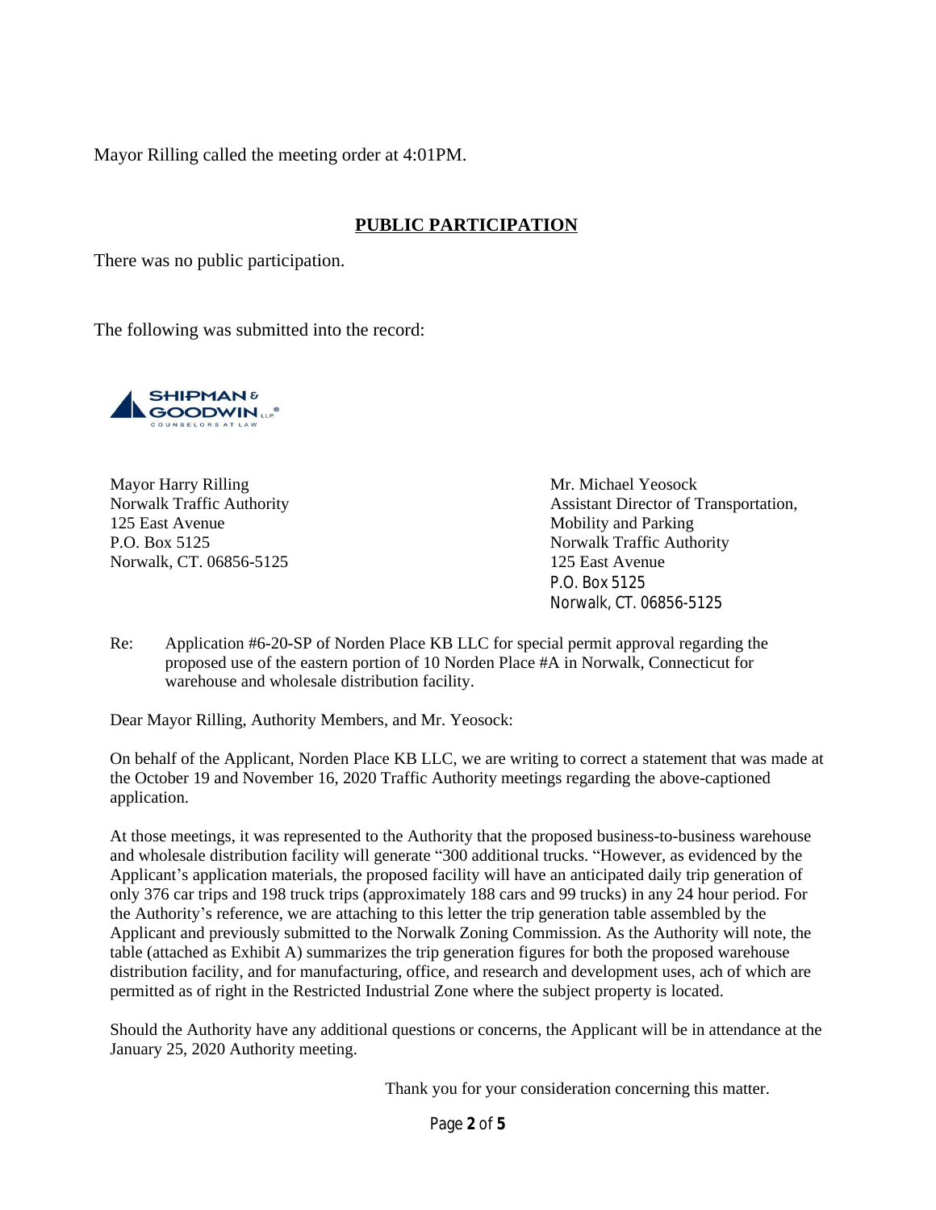Mayor Rilling called the meeting order at 4:01PM.

## PUBLIC PARTICIPATION

There was no public participation.

The following was submitted into the record:

SHIPMAN & GOODWIN LLP
COUNSELORS AT LAW

Mayor Harry Rilling
Norwalk Traffic Authority
125 East Avenue
P.O. Box 5125
Norwalk, CT. 06856-5125

Mr. Michael Yeosock
Assistant Director of Transportation, Mobility and Parking
Norwalk Traffic Authority
125 East Avenue
P.O. Box 5125
Norwalk, CT. 06856-5125

Re: Application #6-20-SP of Norden Place KB LLC for special permit approval regarding the proposed use of the eastern portion of 10 Norden Place #A in Norwalk, Connecticut for warehouse and wholesale distribution facility.

Dear Mayor Rilling, Authority Members, and Mr. Yeosock:

On behalf of the Applicant, Norden Place KB LLC, we are writing to correct a statement that was made at the October 19 and November 16, 2020 Traffic Authority meetings regarding the above-captioned application.

At those meetings, it was represented to the Authority that the proposed business-to-business warehouse and wholesale distribution facility will generate "300 additional trucks. "However, as evidenced by the Applicant's application materials, the proposed facility will have an anticipated daily trip generation of only 376 car trips and 198 truck trips (approximately 188 cars and 99 trucks) in any 24 hour period. For the Authority's reference, we are attaching to this letter the trip generation table assembled by the Applicant and previously submitted to the Norwalk Zoning Commission. As the Authority will note, the table (attached as Exhibit A) summarizes the trip generation figures for both the proposed warehouse distribution facility, and for manufacturing, office, and research and development uses, ach of which are permitted as of right in the Restricted Industrial Zone where the subject property is located.

Should the Authority have any additional questions or concerns, the Applicant will be in attendance at the January 25, 2020 Authority meeting.

Thank you for your consideration concerning this matter.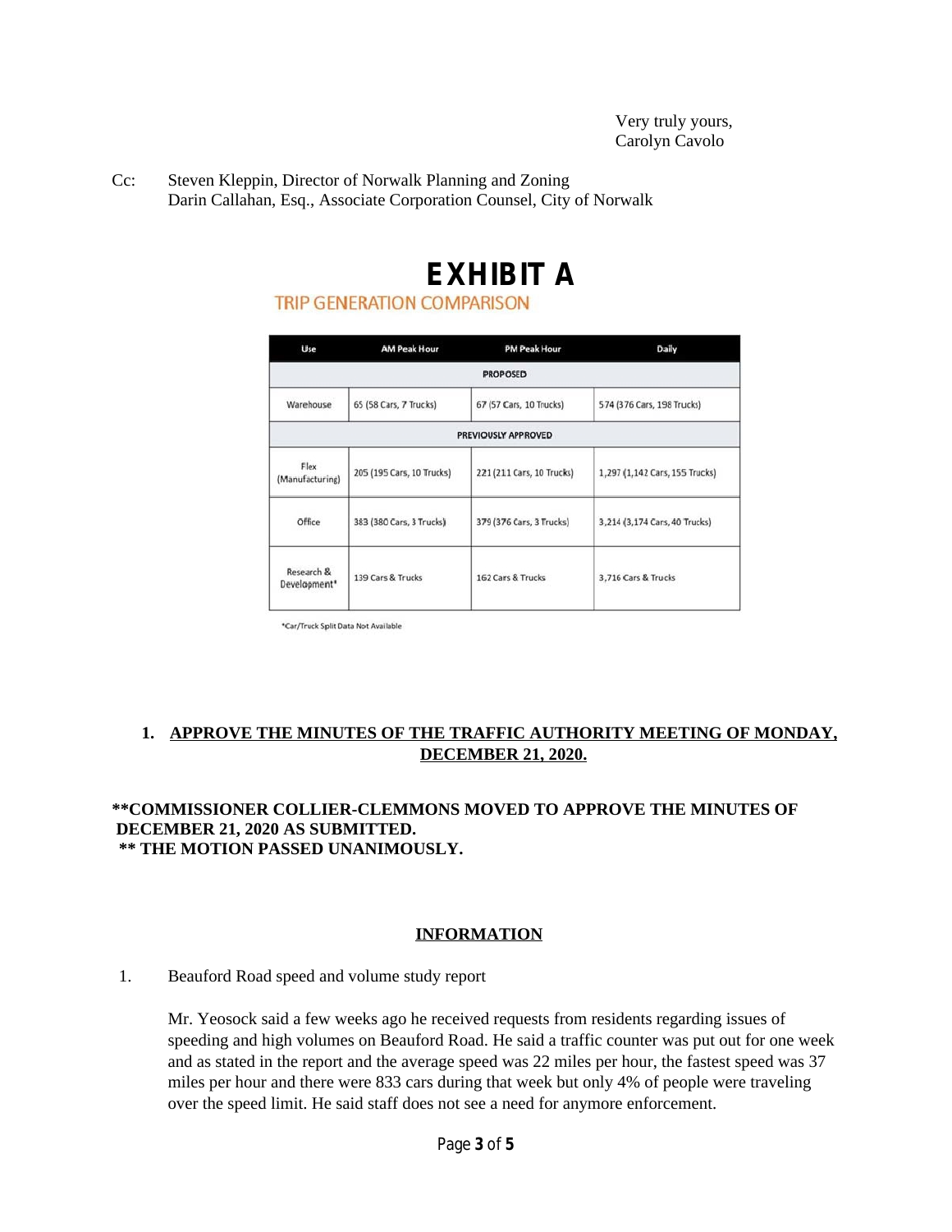Very truly yours,
Carolyn Cavolo

Cc: Steven Kleppin, Director of Norwalk Planning and Zoning
Darin Callahan, Esq., Associate Corporation Counsel, City of Norwalk

# EXHIBIT A

## TRIP GENERATION COMPARISON

| Use | AM Peak Hour | PM Peak Hour | Daily |
|---|---|---|---|
| **PROPOSED** | | | |
| Warehouse | 65 (58 Cars, 7 Trucks) | 67 (57 Cars, 10 Trucks) | 574 (376 Cars, 198 Trucks) |
| **PREVIOUSLY APPROVED** | | | |
| Flex (Manufacturing) | 205 (195 Cars, 10 Trucks) | 221 (211 Cars, 10 Trucks) | 1,297 (1,142 Cars, 155 Trucks) |
| Office | 383 (380 Cars, 3 Trucks) | 379 (376 Cars, 3 Trucks) | 3,214 (3,174 Cars, 40 Trucks) |
| Research & Development* | 139 Cars & Trucks | 162 Cars & Trucks | 3,716 Cars & Trucks |

*Car/Truck Split Data Not Available

1. **APPROVE THE MINUTES OF THE TRAFFIC AUTHORITY MEETING OF MONDAY, DECEMBER 21, 2020.**

**\*\*COMMISSIONER COLLIER-CLEMMONS MOVED TO APPROVE THE MINUTES OF DECEMBER 21, 2020 AS SUBMITTED.**
**\*\* THE MOTION PASSED UNANIMOUSLY.**

## INFORMATION

1. Beauford Road speed and volume study report

Mr. Yeosock said a few weeks ago he received requests from residents regarding issues of speeding and high volumes on Beauford Road. He said a traffic counter was put out for one week and as stated in the report and the average speed was 22 miles per hour, the fastest speed was 37 miles per hour and there were 833 cars during that week but only 4% of people were traveling over the speed limit. He said staff does not see a need for anymore enforcement.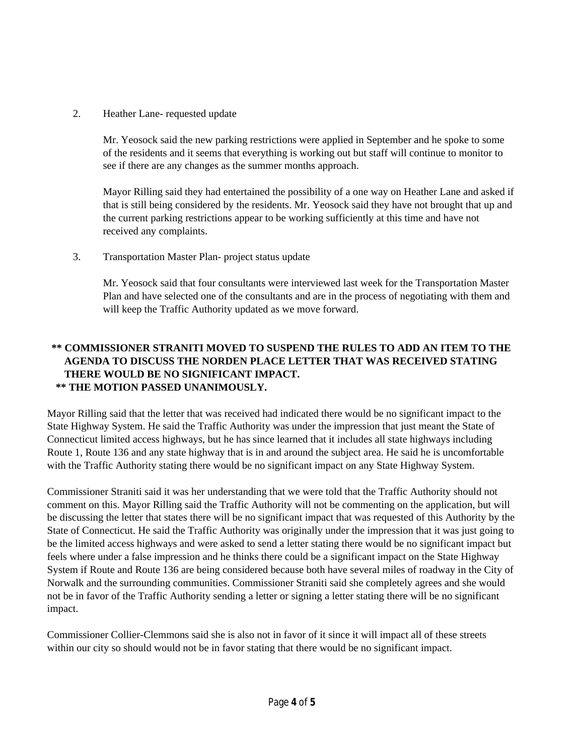2. Heather Lane- requested update

   Mr. Yeosock said the new parking restrictions were applied in September and he spoke to some of the residents and it seems that everything is working out but staff will continue to monitor to see if there are any changes as the summer months approach.

   Mayor Rilling said they had entertained the possibility of a one way on Heather Lane and asked if that is still being considered by the residents. Mr. Yeosock said they have not brought that up and the current parking restrictions appear to be working sufficiently at this time and have not received any complaints.

3. Transportation Master Plan- project status update

   Mr. Yeosock said that four consultants were interviewed last week for the Transportation Master Plan and have selected one of the consultants and are in the process of negotiating with them and will keep the Traffic Authority updated as we move forward.

**\*\* COMMISSIONER STRANITI MOVED TO SUSPEND THE RULES TO ADD AN ITEM TO THE AGENDA TO DISCUSS THE NORDEN PLACE LETTER THAT WAS RECEIVED STATING THERE WOULD BE NO SIGNIFICANT IMPACT.**
**\*\* THE MOTION PASSED UNANIMOUSLY.**

Mayor Rilling said that the letter that was received had indicated there would be no significant impact to the State Highway System. He said the Traffic Authority was under the impression that just meant the State of Connecticut limited access highways, but he has since learned that it includes all state highways including Route 1, Route 136 and any state highway that is in and around the subject area. He said he is uncomfortable with the Traffic Authority stating there would be no significant impact on any State Highway System.

Commissioner Straniti said it was her understanding that we were told that the Traffic Authority should not comment on this. Mayor Rilling said the Traffic Authority will not be commenting on the application, but will be discussing the letter that states there will be no significant impact that was requested of this Authority by the State of Connecticut. He said the Traffic Authority was originally under the impression that it was just going to be the limited access highways and were asked to send a letter stating there would be no significant impact but feels where under a false impression and he thinks there could be a significant impact on the State Highway System if Route and Route 136 are being considered because both have several miles of roadway in the City of Norwalk and the surrounding communities. Commissioner Straniti said she completely agrees and she would not be in favor of the Traffic Authority sending a letter or signing a letter stating there will be no significant impact.

Commissioner Collier-Clemmons said she is also not in favor of it since it will impact all of these streets within our city so should would not be in favor stating that there would be no significant impact.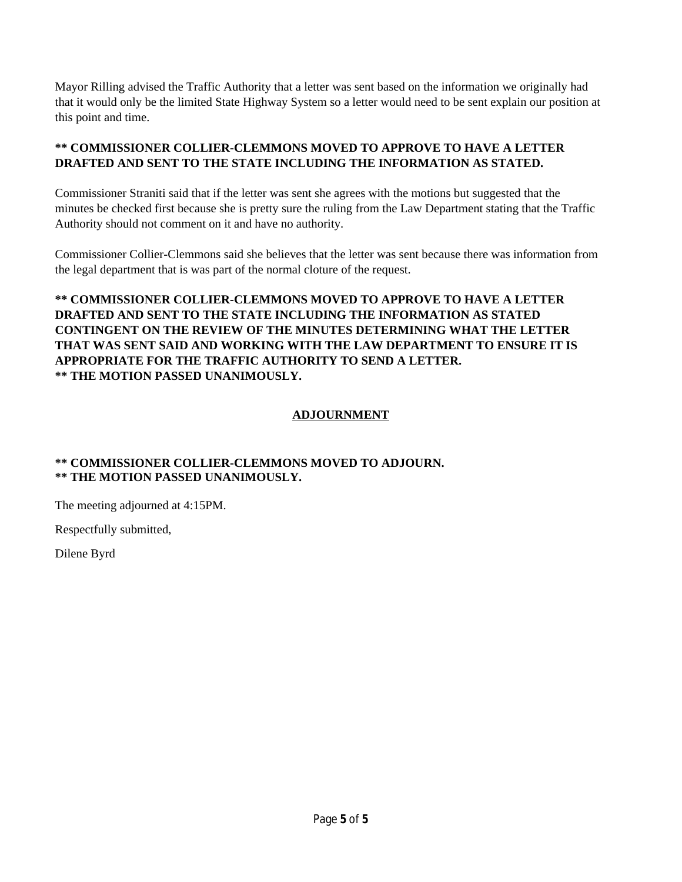Mayor Rilling advised the Traffic Authority that a letter was sent based on the information we originally had that it would only be the limited State Highway System so a letter would need to be sent explain our position at this point and time.

**\*\* COMMISSIONER COLLIER-CLEMMONS MOVED TO APPROVE TO HAVE A LETTER DRAFTED AND SENT TO THE STATE INCLUDING THE INFORMATION AS STATED.**

Commissioner Straniti said that if the letter was sent she agrees with the motions but suggested that the minutes be checked first because she is pretty sure the ruling from the Law Department stating that the Traffic Authority should not comment on it and have no authority.

Commissioner Collier-Clemmons said she believes that the letter was sent because there was information from the legal department that is was part of the normal cloture of the request.

**\*\* COMMISSIONER COLLIER-CLEMMONS MOVED TO APPROVE TO HAVE A LETTER DRAFTED AND SENT TO THE STATE INCLUDING THE INFORMATION AS STATED CONTINGENT ON THE REVIEW OF THE MINUTES DETERMINING WHAT THE LETTER THAT WAS SENT SAID AND WORKING WITH THE LAW DEPARTMENT TO ENSURE IT IS APPROPRIATE FOR THE TRAFFIC AUTHORITY TO SEND A LETTER.**
**\*\* THE MOTION PASSED UNANIMOUSLY.**

## ADJOURNMENT

**\*\* COMMISSIONER COLLIER-CLEMMONS MOVED TO ADJOURN.**
**\*\* THE MOTION PASSED UNANIMOUSLY.**

The meeting adjourned at 4:15PM.

Respectfully submitted,

Dilene Byrd